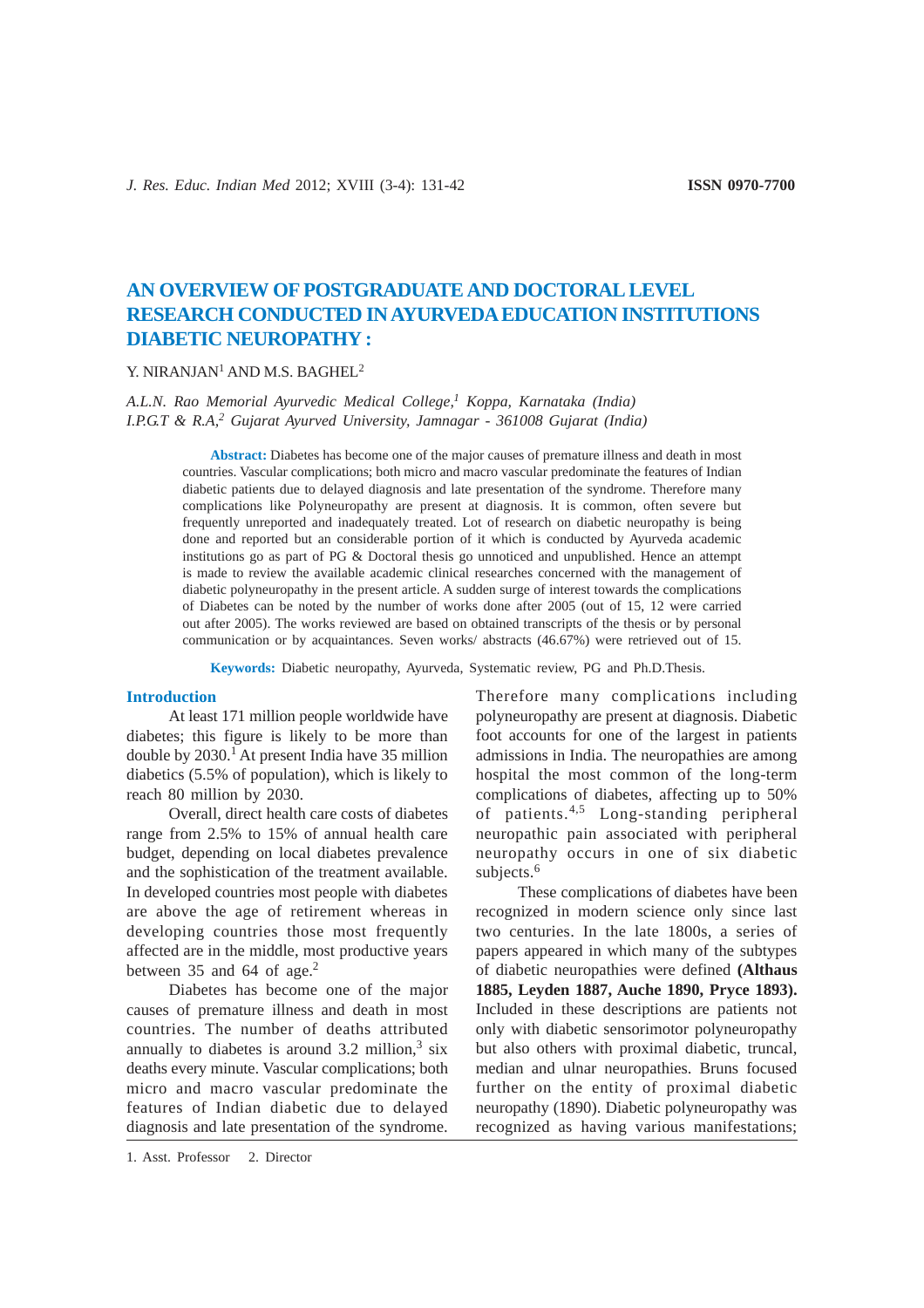# AN OVERVIEW OF POSTGRADUATE AND DOCTORAL LEVEL RESEARCH CONDUCTED IN AYURVEDA EDUCATION INSTITUTIONS DIABETIC NEUROPATHY :

Y. NIRANJAN[1] AND M.S. BAGHEL[2]

*A.L.N. Rao Memorial Ayurvedic Medical College,[1] Koppa, Karnataka (India)*
*I.P.G.T & R.A,[2] Gujarat Ayurved University, Jamnagar - 361008 Gujarat (India)*

**Abstract:** Diabetes has become one of the major causes of premature illness and death in most countries. Vascular complications; both micro and macro vascular predominate the features of Indian diabetic patients due to delayed diagnosis and late presentation of the syndrome. Therefore many complications like Polyneuropathy are present at diagnosis. It is common, often severe but frequently unreported and inadequately treated. Lot of research on diabetic neuropathy is being done and reported but an considerable portion of it which is conducted by Ayurveda academic institutions go as part of PG & Doctoral thesis go unnoticed and unpublished. Hence an attempt is made to review the available academic clinical researches concerned with the management of diabetic polyneuropathy in the present article. A sudden surge of interest towards the complications of Diabetes can be noted by the number of works done after 2005 (out of 15, 12 were carried out after 2005). The works reviewed are based on obtained transcripts of the thesis or by personal communication or by acquaintances. Seven works/ abstracts (46.67%) were retrieved out of 15.

**Keywords:** Diabetic neuropathy, Ayurveda, Systematic review, PG and Ph.D.Thesis.

## Introduction

At least 171 million people worldwide have diabetes; this figure is likely to be more than double by 2030.[1] At present India have 35 million diabetics (5.5% of population), which is likely to reach 80 million by 2030.

Overall, direct health care costs of diabetes range from 2.5% to 15% of annual health care budget, depending on local diabetes prevalence and the sophistication of the treatment available. In developed countries most people with diabetes are above the age of retirement whereas in developing countries those most frequently affected are in the middle, most productive years between 35 and 64 of age.[2]

Diabetes has become one of the major causes of premature illness and death in most countries. The number of deaths attributed annually to diabetes is around 3.2 million,[3] six deaths every minute. Vascular complications; both micro and macro vascular predominate the features of Indian diabetic due to delayed diagnosis and late presentation of the syndrome. Therefore many complications including polyneuropathy are present at diagnosis. Diabetic foot accounts for one of the largest in patients admissions in India. The neuropathies are among hospital the most common of the long-term complications of diabetes, affecting up to 50% of patients.[4,5] Long-standing peripheral neuropathic pain associated with peripheral neuropathy occurs in one of six diabetic subjects.[6]

These complications of diabetes have been recognized in modern science only since last two centuries. In the late 1800s, a series of papers appeared in which many of the subtypes of diabetic neuropathies were defined **(Althaus 1885, Leyden 1887, Auche 1890, Pryce 1893).** Included in these descriptions are patients not only with diabetic sensorimotor polyneuropathy but also others with proximal diabetic, truncal, median and ulnar neuropathies. Bruns focused further on the entity of proximal diabetic neuropathy (1890). Diabetic polyneuropathy was recognized as having various manifestations;

1. Asst. Professor 2. Director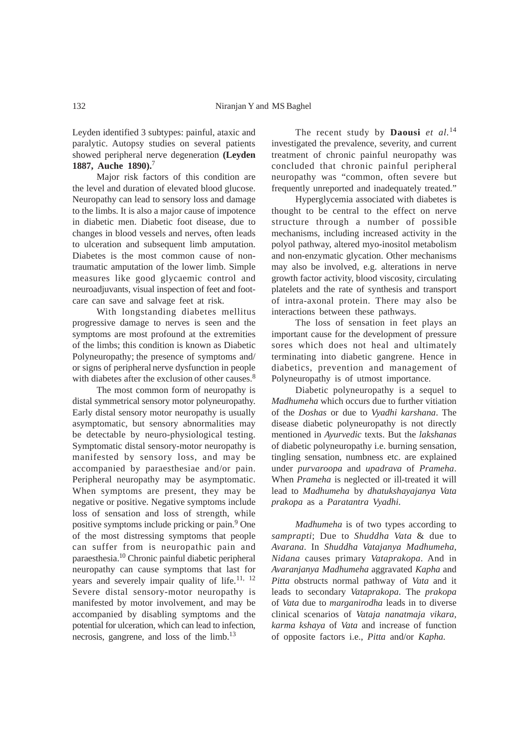Leyden identified 3 subtypes: painful, ataxic and paralytic. Autopsy studies on several patients showed peripheral nerve degeneration **(Leyden 1887, Auche 1890).**[7]

Major risk factors of this condition are the level and duration of elevated blood glucose. Neuropathy can lead to sensory loss and damage to the limbs. It is also a major cause of impotence in diabetic men. Diabetic foot disease, due to changes in blood vessels and nerves, often leads to ulceration and subsequent limb amputation. Diabetes is the most common cause of non-traumatic amputation of the lower limb. Simple measures like good glycaemic control and neuroadjuvants, visual inspection of feet and foot-care can save and salvage feet at risk.

With longstanding diabetes mellitus progressive damage to nerves is seen and the symptoms are most profound at the extremities of the limbs; this condition is known as Diabetic Polyneuropathy; the presence of symptoms and/ or signs of peripheral nerve dysfunction in people with diabetes after the exclusion of other causes.[8]

The most common form of neuropathy is distal symmetrical sensory motor polyneuropathy. Early distal sensory motor neuropathy is usually asymptomatic, but sensory abnormalities may be detectable by neuro-physiological testing. Symptomatic distal sensory-motor neuropathy is manifested by sensory loss, and may be accompanied by paraesthesiae and/or pain. Peripheral neuropathy may be asymptomatic. When symptoms are present, they may be negative or positive. Negative symptoms include loss of sensation and loss of strength, while positive symptoms include pricking or pain.[9] One of the most distressing symptoms that people can suffer from is neuropathic pain and paraesthesia.[10] Chronic painful diabetic peripheral neuropathy can cause symptoms that last for years and severely impair quality of life.[11, 12] Severe distal sensory-motor neuropathy is manifested by motor involvement, and may be accompanied by disabling symptoms and the potential for ulceration, which can lead to infection, necrosis, gangrene, and loss of the limb.[13]

The recent study by **Daousi** *et al.*[14] investigated the prevalence, severity, and current treatment of chronic painful neuropathy was concluded that chronic painful peripheral neuropathy was "common, often severe but frequently unreported and inadequately treated."

Hyperglycemia associated with diabetes is thought to be central to the effect on nerve structure through a number of possible mechanisms, including increased activity in the polyol pathway, altered myo-inositol metabolism and non-enzymatic glycation. Other mechanisms may also be involved, e.g. alterations in nerve growth factor activity, blood viscosity, circulating platelets and the rate of synthesis and transport of intra-axonal protein. There may also be interactions between these pathways.

The loss of sensation in feet plays an important cause for the development of pressure sores which does not heal and ultimately terminating into diabetic gangrene. Hence in diabetics, prevention and management of Polyneuropathy is of utmost importance.

Diabetic polyneuropathy is a sequel to *Madhumeha* which occurs due to further vitiation of the *Doshas* or due to *Vyadhi karshana*. The disease diabetic polyneuropathy is not directly mentioned in *Ayurvedic* texts. But the *lakshanas* of diabetic polyneuropathy i.e. burning sensation, tingling sensation, numbness etc. are explained under *purvaroopa* and *upadrava* of *Prameha*. When *Prameha* is neglected or ill-treated it will lead to *Madhumeha* by *dhatukshayajanya Vata prakopa* as a *Paratantra Vyadhi.*

*Madhumeha* is of two types according to *samprapti*; Due to *Shuddha Vata* & due to *Avarana*. In *Shuddha Vatajanya Madhumeha, Nidana* causes primary *Vataprakopa*. And in *Avaranjanya Madhumeha* aggravated *Kapha* and *Pitta* obstructs normal pathway of *Vata* and it leads to secondary *Vataprakopa*. The *prakopa* of *Vata* due to *marganirodha* leads in to diverse clinical scenarios of *Vataja nanatmaja vikara, karma kshaya* of *Vata* and increase of function of opposite factors i.e., *Pitta* and/or *Kapha.*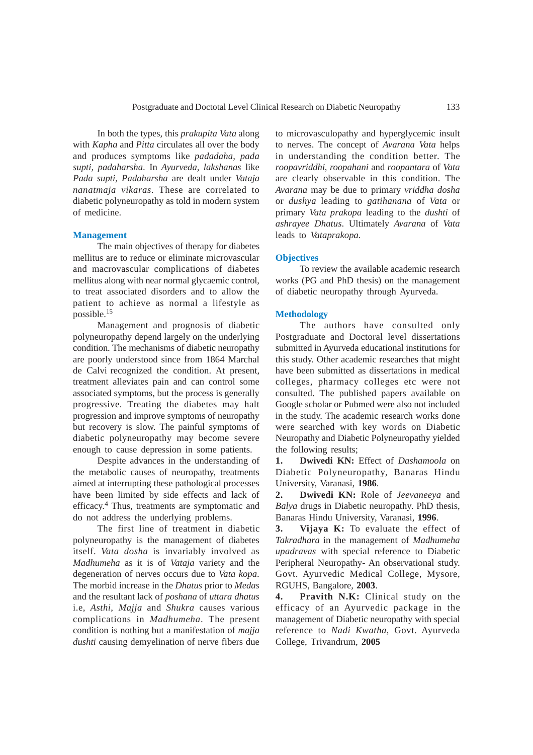In both the types, this *prakupita Vata* along with *Kapha* and *Pitta* circulates all over the body and produces symptoms like *padadaha, pada supti, padaharsha*. In *Ayurveda*, *lakshanas* like *Pada supti, Padaharsha* are dealt under *Vataja nanatmaja vikaras*. These are correlated to diabetic polyneuropathy as told in modern system of medicine.

## Management

The main objectives of therapy for diabetes mellitus are to reduce or eliminate microvascular and macrovascular complications of diabetes mellitus along with near normal glycaemic control, to treat associated disorders and to allow the patient to achieve as normal a lifestyle as possible.[15]

Management and prognosis of diabetic polyneuropathy depend largely on the underlying condition. The mechanisms of diabetic neuropathy are poorly understood since from 1864 Marchal de Calvi recognized the condition. At present, treatment alleviates pain and can control some associated symptoms, but the process is generally progressive. Treating the diabetes may halt progression and improve symptoms of neuropathy but recovery is slow. The painful symptoms of diabetic polyneuropathy may become severe enough to cause depression in some patients.

Despite advances in the understanding of the metabolic causes of neuropathy, treatments aimed at interrupting these pathological processes have been limited by side effects and lack of efficacy.[4] Thus, treatments are symptomatic and do not address the underlying problems.

The first line of treatment in diabetic polyneuropathy is the management of diabetes itself. *Vata dosha* is invariably involved as *Madhumeha* as it is of *Vataja* variety and the degeneration of nerves occurs due to *Vata kopa*. The morbid increase in the *Dhatus* prior to *Medas* and the resultant lack of *poshana* of *uttara dhatus* i.e, *Asthi*, *Majja* and *Shukra* causes various complications in *Madhumeha*. The present condition is nothing but a manifestation of *majja dushti* causing demyelination of nerve fibers due to microvasculopathy and hyperglycemic insult to nerves. The concept of *Avarana Vata* helps in understanding the condition better. The *roopavriddhi*, *roopahani* and *roopantara* of *Vata* are clearly observable in this condition. The *Avarana* may be due to primary *vriddha dosha* or *dushya* leading to *gatihanana* of *Vata* or primary *Vata prakopa* leading to the *dushti* of *ashrayee Dhatus*. Ultimately *Avarana* of *Vata* leads to *Vataprakopa*.

## Objectives

To review the available academic research works (PG and PhD thesis) on the management of diabetic neuropathy through Ayurveda.

## Methodology

The authors have consulted only Postgraduate and Doctoral level dissertations submitted in Ayurveda educational institutions for this study. Other academic researches that might have been submitted as dissertations in medical colleges, pharmacy colleges etc were not consulted. The published papers available on Google scholar or Pubmed were also not included in the study. The academic research works done were searched with key words on Diabetic Neuropathy and Diabetic Polyneuropathy yielded the following results;

1. **Dwivedi KN:** Effect of *Dashamoola* on Diabetic Polyneuropathy, Banaras Hindu University, Varanasi, **1986**.
2. **Dwivedi KN:** Role of *Jeevaneeya* and *Balya* drugs in Diabetic neuropathy. PhD thesis, Banaras Hindu University, Varanasi, **1996**.
3. **Vijaya K:** To evaluate the effect of *Takradhara* in the management of *Madhumeha upadravas* with special reference to Diabetic Peripheral Neuropathy- An observational study. Govt. Ayurvedic Medical College, Mysore, RGUHS, Bangalore, **2003**.
4. **Pravith N.K:** Clinical study on the efficacy of an Ayurvedic package in the management of Diabetic neuropathy with special reference to *Nadi Kwatha*, Govt. Ayurveda College, Trivandrum, **2005**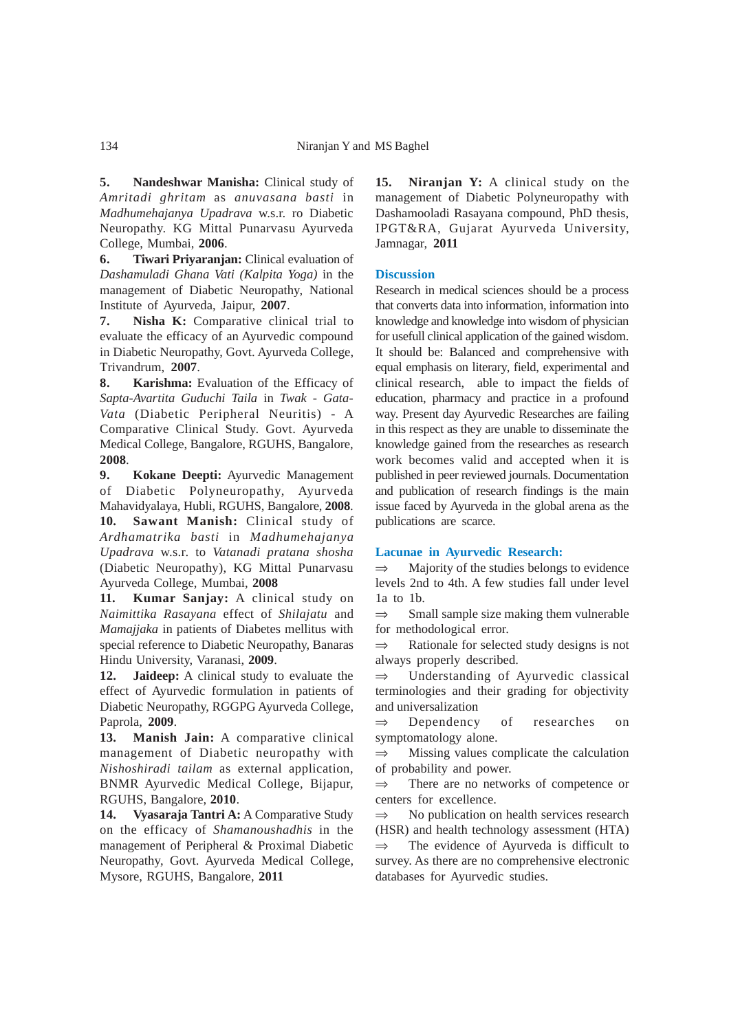5. **Nandeshwar Manisha:** Clinical study of *Amritadi ghritam* as *anuvasana basti* in *Madhumehajanya Upadrava* w.s.r. ro Diabetic Neuropathy. KG Mittal Punarvasu Ayurveda College, Mumbai, **2006**.

6. **Tiwari Priyaranjan:** Clinical evaluation of *Dashamuladi Ghana Vati (Kalpita Yoga)* in the management of Diabetic Neuropathy, National Institute of Ayurveda, Jaipur, **2007**.

7. **Nisha K:** Comparative clinical trial to evaluate the efficacy of an Ayurvedic compound in Diabetic Neuropathy, Govt. Ayurveda College, Trivandrum, **2007**.

8. **Karishma:** Evaluation of the Efficacy of *Sapta-Avartita Guduchi Taila* in *Twak - Gata-Vata* (Diabetic Peripheral Neuritis) - A Comparative Clinical Study. Govt. Ayurveda Medical College, Bangalore, RGUHS, Bangalore, **2008**.

9. **Kokane Deepti:** Ayurvedic Management of Diabetic Polyneuropathy, Ayurveda Mahavidyalaya, Hubli, RGUHS, Bangalore, **2008**.

10. **Sawant Manish:** Clinical study of *Ardhamatrika basti* in *Madhumehajanya Upadrava* w.s.r. to *Vatanadi pratana shosha* (Diabetic Neuropathy), KG Mittal Punarvasu Ayurveda College, Mumbai, **2008**

11. **Kumar Sanjay:** A clinical study on *Naimittika Rasayana* effect of *Shilajatu* and *Mamajjaka* in patients of Diabetes mellitus with special reference to Diabetic Neuropathy, Banaras Hindu University, Varanasi, **2009**.

12. **Jaideep:** A clinical study to evaluate the effect of Ayurvedic formulation in patients of Diabetic Neuropathy, RGGPG Ayurveda College, Paprola, **2009**.

13. **Manish Jain:** A comparative clinical management of Diabetic neuropathy with *Nishoshiradi tailam* as external application, BNMR Ayurvedic Medical College, Bijapur, RGUHS, Bangalore, **2010**.

14. **Vyasaraja Tantri A:** A Comparative Study on the efficacy of *Shamanoushadhis* in the management of Peripheral & Proximal Diabetic Neuropathy, Govt. Ayurveda Medical College, Mysore, RGUHS, Bangalore, **2011**

15. **Niranjan Y:** A clinical study on the management of Diabetic Polyneuropathy with Dashamooladi Rasayana compound, PhD thesis, IPGT&RA, Gujarat Ayurveda University, Jamnagar, **2011**

## Discussion

Research in medical sciences should be a process that converts data into information, information into knowledge and knowledge into wisdom of physician for usefull clinical application of the gained wisdom. It should be: Balanced and comprehensive with equal emphasis on literary, field, experimental and clinical research, able to impact the fields of education, pharmacy and practice in a profound way. Present day Ayurvedic Researches are failing in this respect as they are unable to disseminate the knowledge gained from the researches as research work becomes valid and accepted when it is published in peer reviewed journals. Documentation and publication of research findings is the main issue faced by Ayurveda in the global arena as the publications are scarce.

## Lacunae in Ayurvedic Research:

⇒ Majority of the studies belongs to evidence levels 2nd to 4th. A few studies fall under level 1a to 1b.

⇒ Small sample size making them vulnerable for methodological error.

⇒ Rationale for selected study designs is not always properly described.

⇒ Understanding of Ayurvedic classical terminologies and their grading for objectivity and universalization

⇒ Dependency of researches on symptomatology alone.

⇒ Missing values complicate the calculation of probability and power.

⇒ There are no networks of competence or centers for excellence.

⇒ No publication on health services research (HSR) and health technology assessment (HTA)

⇒ The evidence of Ayurveda is difficult to survey. As there are no comprehensive electronic databases for Ayurvedic studies.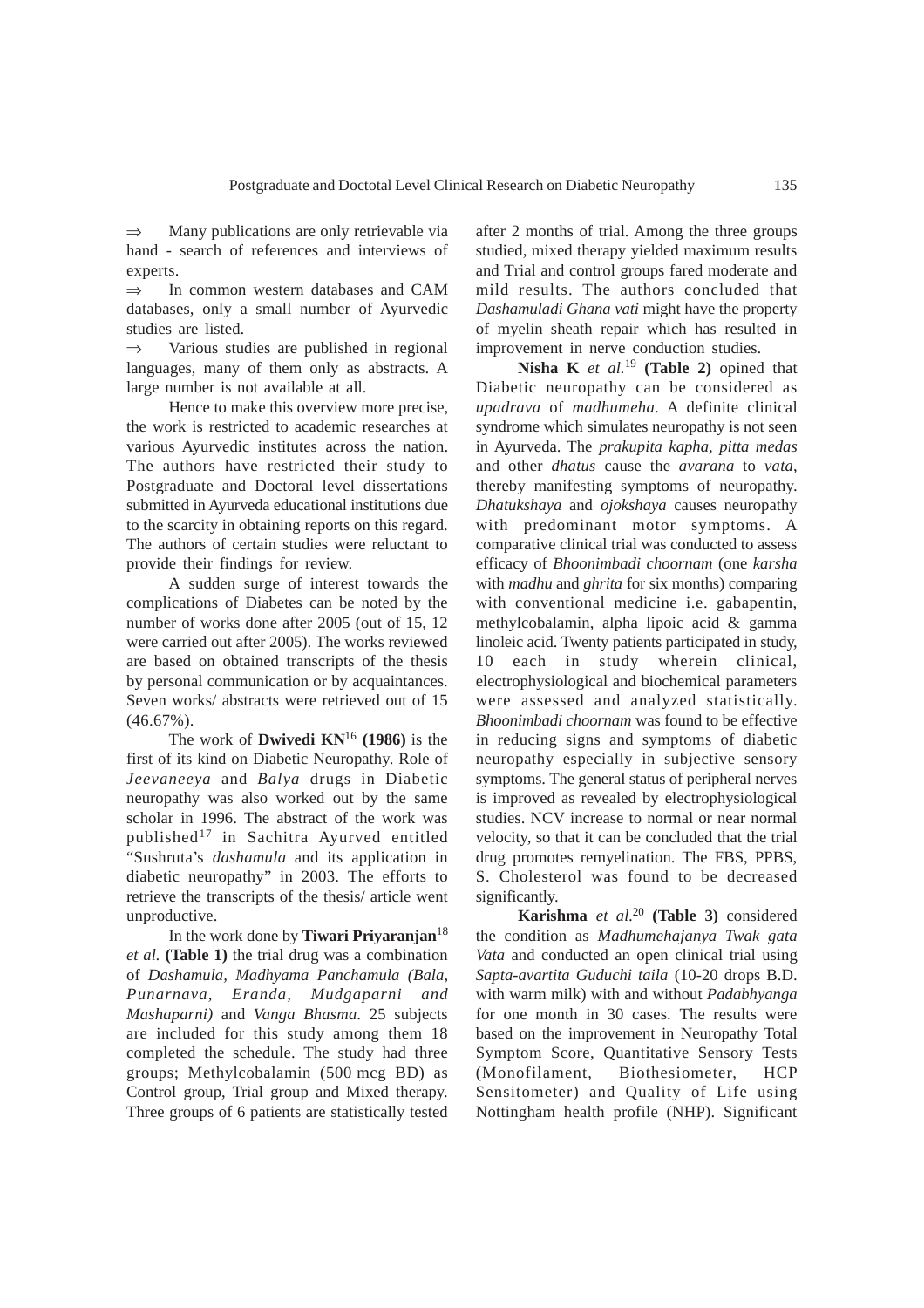⇒ Many publications are only retrievable via hand - search of references and interviews of experts.

⇒ In common western databases and CAM databases, only a small number of Ayurvedic studies are listed.

⇒ Various studies are published in regional languages, many of them only as abstracts. A large number is not available at all.

Hence to make this overview more precise, the work is restricted to academic researches at various Ayurvedic institutes across the nation. The authors have restricted their study to Postgraduate and Doctoral level dissertations submitted in Ayurveda educational institutions due to the scarcity in obtaining reports on this regard. The authors of certain studies were reluctant to provide their findings for review.

A sudden surge of interest towards the complications of Diabetes can be noted by the number of works done after 2005 (out of 15, 12 were carried out after 2005). The works reviewed are based on obtained transcripts of the thesis by personal communication or by acquaintances. Seven works/ abstracts were retrieved out of 15 (46.67%).

The work of **Dwivedi KN**[16] **(1986)** is the first of its kind on Diabetic Neuropathy. Role of *Jeevaneeya* and *Balya* drugs in Diabetic neuropathy was also worked out by the same scholar in 1996. The abstract of the work was published[17] in Sachitra Ayurved entitled "Sushruta's *dashamula* and its application in diabetic neuropathy" in 2003. The efforts to retrieve the transcripts of the thesis/ article went unproductive.

In the work done by **Tiwari Priyaranjan**[18] *et al.* **(Table 1)** the trial drug was a combination of *Dashamula, Madhyama Panchamula (Bala, Punarnava, Eranda, Mudgaparni and Mashaparni)* and *Vanga Bhasma*. 25 subjects are included for this study among them 18 completed the schedule. The study had three groups; Methylcobalamin (500 mcg BD) as Control group, Trial group and Mixed therapy. Three groups of 6 patients are statistically tested after 2 months of trial. Among the three groups studied, mixed therapy yielded maximum results and Trial and control groups fared moderate and mild results. The authors concluded that *Dashamuladi Ghana vati* might have the property of myelin sheath repair which has resulted in improvement in nerve conduction studies.

**Nisha K** *et al.*[19] **(Table 2)** opined that Diabetic neuropathy can be considered as *upadrava* of *madhumeha*. A definite clinical syndrome which simulates neuropathy is not seen in Ayurveda. The *prakupita kapha, pitta medas* and other *dhatus* cause the *avarana* to *vata*, thereby manifesting symptoms of neuropathy. *Dhatukshaya* and *ojokshaya* causes neuropathy with predominant motor symptoms. A comparative clinical trial was conducted to assess efficacy of *Bhoonimbadi choornam* (one *karsha* with *madhu* and *ghrita* for six months) comparing with conventional medicine i.e. gabapentin, methylcobalamin, alpha lipoic acid & gamma linoleic acid. Twenty patients participated in study, 10 each in study wherein clinical, electrophysiological and biochemical parameters were assessed and analyzed statistically. *Bhoonimbadi choornam* was found to be effective in reducing signs and symptoms of diabetic neuropathy especially in subjective sensory symptoms. The general status of peripheral nerves is improved as revealed by electrophysiological studies. NCV increase to normal or near normal velocity, so that it can be concluded that the trial drug promotes remyelination. The FBS, PPBS, S. Cholesterol was found to be decreased significantly.

**Karishma** *et al.*[20] **(Table 3)** considered the condition as *Madhumehajanya Twak gata Vata* and conducted an open clinical trial using *Sapta-avartita Guduchi taila* (10-20 drops B.D. with warm milk) with and without *Padabhyanga* for one month in 30 cases. The results were based on the improvement in Neuropathy Total Symptom Score, Quantitative Sensory Tests (Monofilament, Biothesiometer, HCP Sensitometer) and Quality of Life using Nottingham health profile (NHP). Significant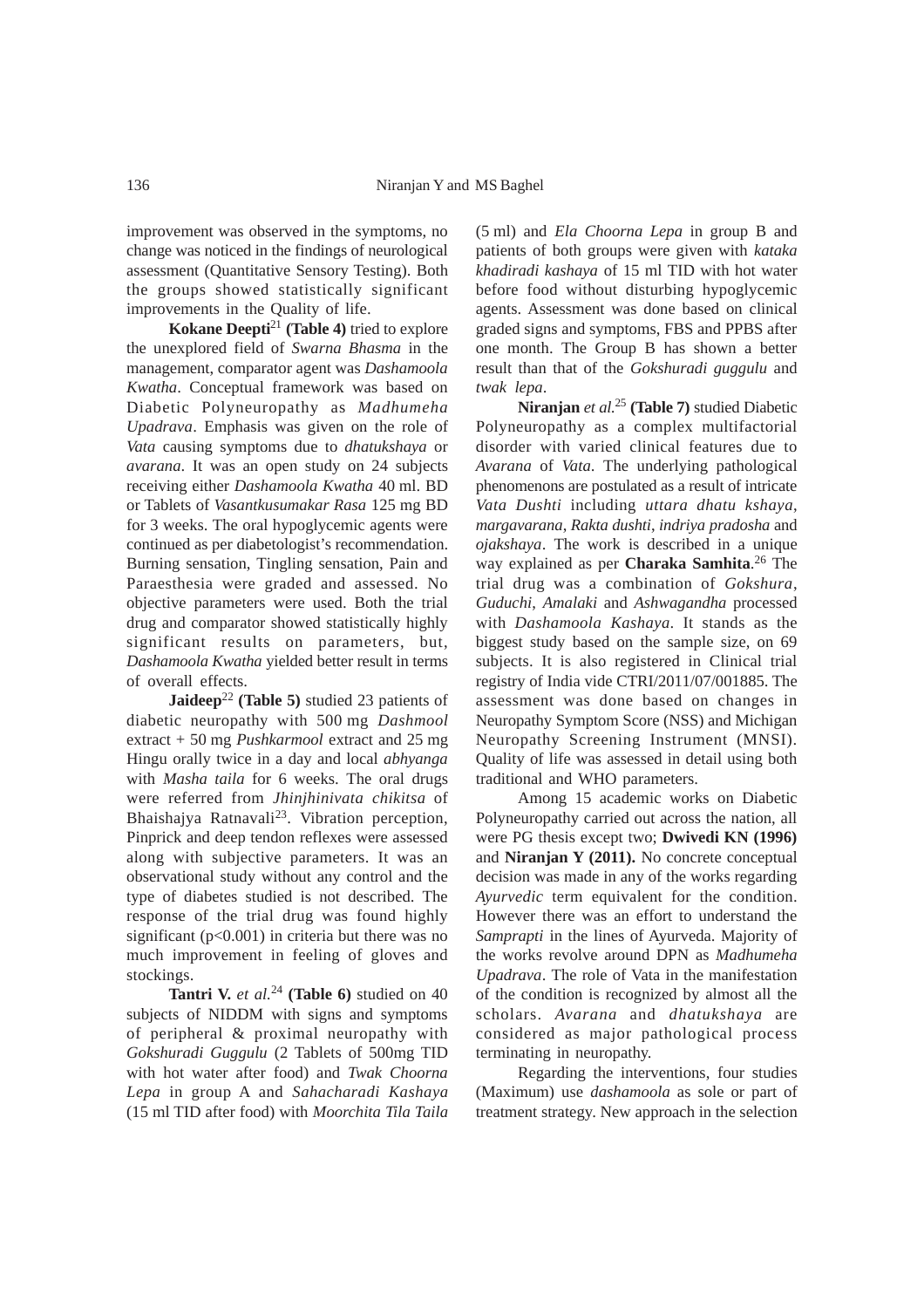improvement was observed in the symptoms, no change was noticed in the findings of neurological assessment (Quantitative Sensory Testing). Both the groups showed statistically significant improvements in the Quality of life.

**Kokane Deepti**[21] **(Table 4)** tried to explore the unexplored field of *Swarna Bhasma* in the management, comparator agent was *Dashamoola Kwatha*. Conceptual framework was based on Diabetic Polyneuropathy as *Madhumeha Upadrava*. Emphasis was given on the role of *Vata* causing symptoms due to *dhatukshaya* or *avarana*. It was an open study on 24 subjects receiving either *Dashamoola Kwatha* 40 ml. BD or Tablets of *Vasantkusumakar Rasa* 125 mg BD for 3 weeks. The oral hypoglycemic agents were continued as per diabetologist's recommendation. Burning sensation, Tingling sensation, Pain and Paraesthesia were graded and assessed. No objective parameters were used. Both the trial drug and comparator showed statistically highly significant results on parameters, but, *Dashamoola Kwatha* yielded better result in terms of overall effects.

**Jaideep**[22] **(Table 5)** studied 23 patients of diabetic neuropathy with 500 mg *Dashmool* extract + 50 mg *Pushkarmool* extract and 25 mg Hingu orally twice in a day and local *abhyanga* with *Masha taila* for 6 weeks. The oral drugs were referred from *Jhinjhinivata chikitsa* of Bhaishajya Ratnavali[23]. Vibration perception, Pinprick and deep tendon reflexes were assessed along with subjective parameters. It was an observational study without any control and the type of diabetes studied is not described. The response of the trial drug was found highly significant ($p<0.001$) in criteria but there was no much improvement in feeling of gloves and stockings.

**Tantri V.** *et al.*[24] **(Table 6)** studied on 40 subjects of NIDDM with signs and symptoms of peripheral & proximal neuropathy with *Gokshuradi Guggulu* (2 Tablets of 500mg TID with hot water after food) and *Twak Choorna Lepa* in group A and *Sahacharadi Kashaya* (15 ml TID after food) with *Moorchita Tila Taila* (5 ml) and *Ela Choorna Lepa* in group B and patients of both groups were given with *kataka khadiradi kashaya* of 15 ml TID with hot water before food without disturbing hypoglycemic agents. Assessment was done based on clinical graded signs and symptoms, FBS and PPBS after one month. The Group B has shown a better result than that of the *Gokshuradi guggulu* and *twak lepa*.

**Niranjan** *et al.*[25] **(Table 7)** studied Diabetic Polyneuropathy as a complex multifactorial disorder with varied clinical features due to *Avarana* of *Vata*. The underlying pathological phenomenons are postulated as a result of intricate *Vata Dushti* including *uttara dhatu kshaya*, *margavarana*, *Rakta dushti*, *indriya pradosha* and *ojakshaya*. The work is described in a unique way explained as per **Charaka Samhita**.[26] The trial drug was a combination of *Gokshura*, *Guduchi*, *Amalaki* and *Ashwagandha* processed with *Dashamoola Kashaya*. It stands as the biggest study based on the sample size, on 69 subjects. It is also registered in Clinical trial registry of India vide CTRI/2011/07/001885. The assessment was done based on changes in Neuropathy Symptom Score (NSS) and Michigan Neuropathy Screening Instrument (MNSI). Quality of life was assessed in detail using both traditional and WHO parameters.

Among 15 academic works on Diabetic Polyneuropathy carried out across the nation, all were PG thesis except two; **Dwivedi KN (1996)** and **Niranjan Y (2011).** No concrete conceptual decision was made in any of the works regarding *Ayurvedic* term equivalent for the condition. However there was an effort to understand the *Samprapti* in the lines of Ayurveda. Majority of the works revolve around DPN as *Madhumeha Upadrava*. The role of Vata in the manifestation of the condition is recognized by almost all the scholars. *Avarana* and *dhatukshaya* are considered as major pathological process terminating in neuropathy.

Regarding the interventions, four studies (Maximum) use *dashamoola* as sole or part of treatment strategy. New approach in the selection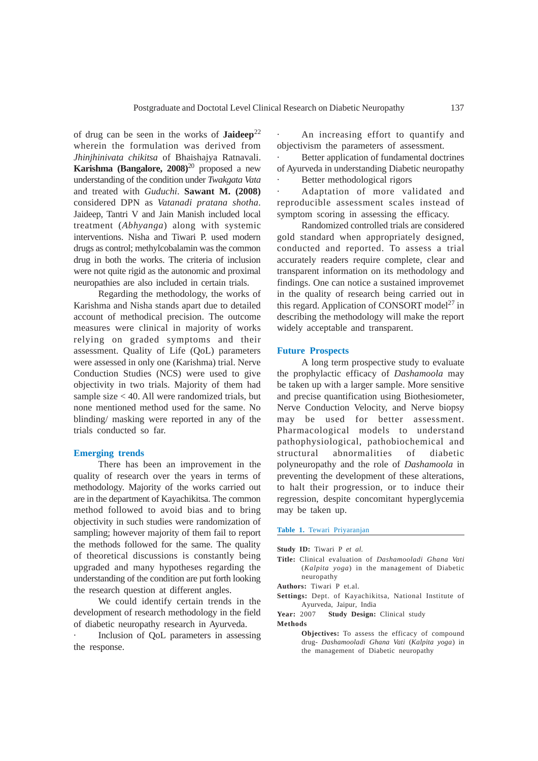of drug can be seen in the works of **Jaideep**[22] wherein the formulation was derived from *Jhinjhinivata chikitsa* of Bhaishajya Ratnavali. **Karishma (Bangalore, 2008)**[20] proposed a new understanding of the condition under *Twakgata Vata* and treated with *Guduchi*. **Sawant M. (2008)** considered DPN as *Vatanadi pratana shotha*. Jaideep, Tantri V and Jain Manish included local treatment (*Abhyanga*) along with systemic interventions. Nisha and Tiwari P. used modern drugs as control; methylcobalamin was the common drug in both the works. The criteria of inclusion were not quite rigid as the autonomic and proximal neuropathies are also included in certain trials.

Regarding the methodology, the works of Karishma and Nisha stands apart due to detailed account of methodical precision. The outcome measures were clinical in majority of works relying on graded symptoms and their assessment. Quality of Life (QoL) parameters were assessed in only one (Karishma) trial. Nerve Conduction Studies (NCS) were used to give objectivity in two trials. Majority of them had sample size < 40. All were randomized trials, but none mentioned method used for the same. No blinding/ masking were reported in any of the trials conducted so far.

## Emerging trends

There has been an improvement in the quality of research over the years in terms of methodology. Majority of the works carried out are in the department of Kayachikitsa. The common method followed to avoid bias and to bring objectivity in such studies were randomization of sampling; however majority of them fail to report the methods followed for the same. The quality of theoretical discussions is constantly being upgraded and many hypotheses regarding the understanding of the condition are put forth looking the research question at different angles.

We could identify certain trends in the development of research methodology in the field of diabetic neuropathy research in Ayurveda.

- Inclusion of QoL parameters in assessing the response.
- An increasing effort to quantify and objectivism the parameters of assessment.
- Better application of fundamental doctrines of Ayurveda in understanding Diabetic neuropathy
- Better methodological rigors
- Adaptation of more validated and reproducible assessment scales instead of symptom scoring in assessing the efficacy.

Randomized controlled trials are considered gold standard when appropriately designed, conducted and reported. To assess a trial accurately readers require complete, clear and transparent information on its methodology and findings. One can notice a sustained improvemet in the quality of research being carried out in this regard. Application of CONSORT model[27] in describing the methodology will make the report widely acceptable and transparent.

## Future Prospects

A long term prospective study to evaluate the prophylactic efficacy of *Dashamoola* may be taken up with a larger sample. More sensitive and precise quantification using Biothesiometer, Nerve Conduction Velocity, and Nerve biopsy may be used for better assessment. Pharmacological models to understand pathophysiological, pathobiochemical and structural abnormalities of diabetic polyneuropathy and the role of *Dashamoola* in preventing the development of these alterations, to halt their progression, or to induce their regression, despite concomitant hyperglycemia may be taken up.

**Table 1.** Tewari Priyaranjan

**Study ID:** Tiwari P *et al.*

**Title:** Clinical evaluation of *Dashamooladi Ghana Vati* (*Kalpita yoga*) in the management of Diabetic neuropathy

**Authors:** Tiwari P et.al.

**Settings:** Dept. of Kayachikitsa, National Institute of Ayurveda, Jaipur, India

**Year:** 2007 **Study Design:** Clinical study

**Methods**

**Objectives:** To assess the efficacy of compound drug- *Dashamooladi Ghana Vati* (*Kalpita yoga*) in the management of Diabetic neuropathy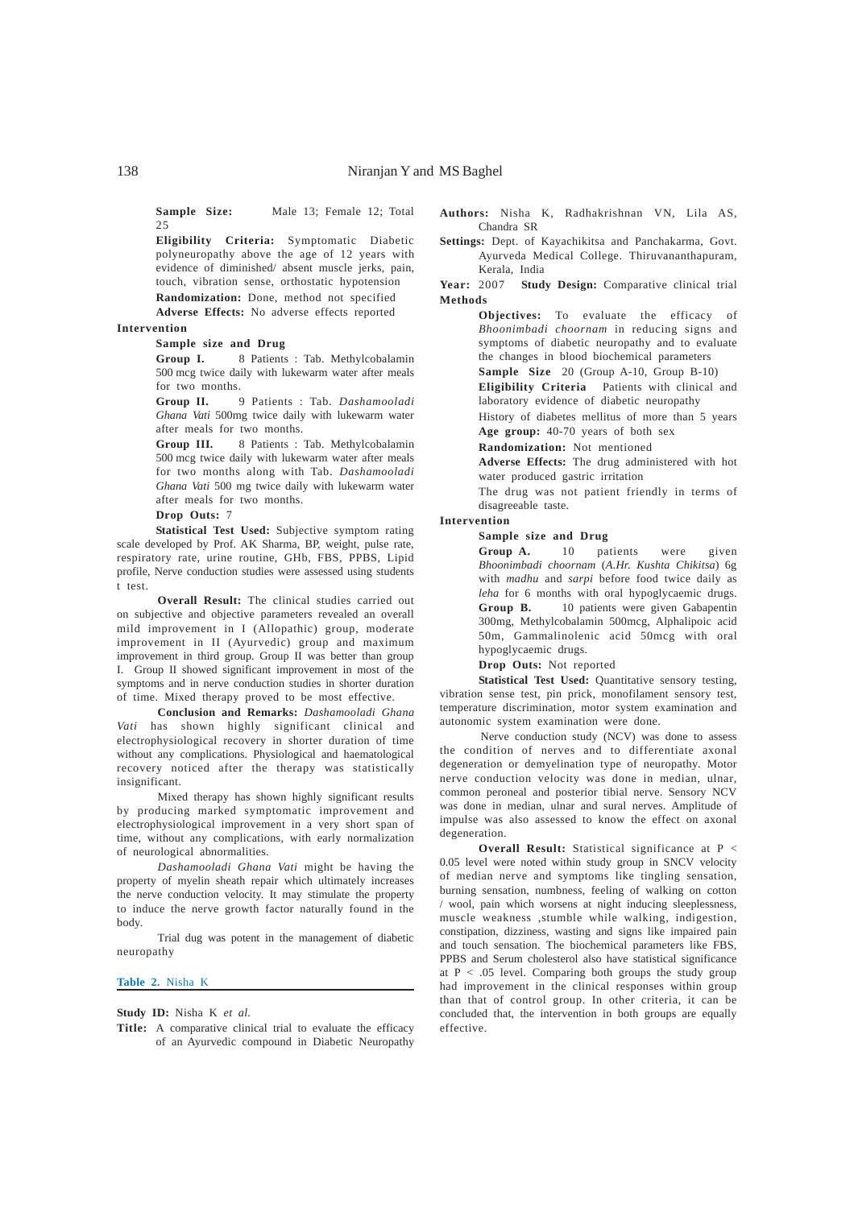**Sample Size:** Male 13; Female 12; Total 25

**Eligibility Criteria:** Symptomatic Diabetic polyneuropathy above the age of 12 years with evidence of diminished/ absent muscle jerks, pain, touch, vibration sense, orthostatic hypotension

**Randomization:** Done, method not specified

**Adverse Effects:** No adverse effects reported

**Intervention**

**Sample size and Drug**

**Group I.** 8 Patients : Tab. Methylcobalamin 500 mcg twice daily with lukewarm water after meals for two months.

**Group II.** 9 Patients : Tab. *Dashamooladi Ghana Vati* 500mg twice daily with lukewarm water after meals for two months.

**Group III.** 8 Patients : Tab. Methylcobalamin 500 mcg twice daily with lukewarm water after meals for two months along with Tab. *Dashamooladi Ghana Vati* 500 mg twice daily with lukewarm water after meals for two months.

**Drop Outs:** 7

**Statistical Test Used:** Subjective symptom rating scale developed by Prof. AK Sharma, BP, weight, pulse rate, respiratory rate, urine routine, GHb, FBS, PPBS, Lipid profile, Nerve conduction studies were assessed using students t test.

**Overall Result:** The clinical studies carried out on subjective and objective parameters revealed an overall mild improvement in I (Allopathic) group, moderate improvement in II (Ayurvedic) group and maximum improvement in third group. Group II was better than group I. Group II showed significant improvement in most of the symptoms and in nerve conduction studies in shorter duration of time. Mixed therapy proved to be most effective.

**Conclusion and Remarks:** *Dashamooladi Ghana Vati* has shown highly significant clinical and electrophysiological recovery in shorter duration of time without any complications. Physiological and haematological recovery noticed after the therapy was statistically insignificant.

Mixed therapy has shown highly significant results by producing marked symptomatic improvement and electrophysiological improvement in a very short span of time, without any complications, with early normalization of neurological abnormalities.

*Dashamooladi Ghana Vati* might be having the property of myelin sheath repair which ultimately increases the nerve conduction velocity. It may stimulate the property to induce the nerve growth factor naturally found in the body.

Trial dug was potent in the management of diabetic neuropathy

**Table 2.** Nisha K

**Study ID:** Nisha K *et al.*

**Title:** A comparative clinical trial to evaluate the efficacy of an Ayurvedic compound in Diabetic Neuropathy

**Authors:** Nisha K, Radhakrishnan VN, Lila AS, Chandra SR

**Settings:** Dept. of Kayachikitsa and Panchakarma, Govt. Ayurveda Medical College. Thiruvananthapuram, Kerala, India

**Year:** 2007 **Study Design:** Comparative clinical trial

**Methods**

**Objectives:** To evaluate the efficacy of *Bhoonimbadi choornam* in reducing signs and symptoms of diabetic neuropathy and to evaluate the changes in blood biochemical parameters

**Sample Size** 20 (Group A-10, Group B-10)

**Eligibility Criteria** Patients with clinical and laboratory evidence of diabetic neuropathy

History of diabetes mellitus of more than 5 years

**Age group:** 40-70 years of both sex

**Randomization:** Not mentioned

**Adverse Effects:** The drug administered with hot water produced gastric irritation

The drug was not patient friendly in terms of disagreeable taste.

**Intervention**

**Sample size and Drug**

**Group A.** 10 patients were given *Bhoonimbadi choornam* (*A.Hr. Kushta Chikitsa*) 6g with *madhu* and *sarpi* before food twice daily as *leha* for 6 months with oral hypoglycaemic drugs.

**Group B.** 10 patients were given Gabapentin 300mg, Methylcobalamin 500mcg, Alphalipoic acid 50m, Gammalinolenic acid 50mcg with oral hypoglycaemic drugs.

**Drop Outs:** Not reported

**Statistical Test Used:** Quantitative sensory testing, vibration sense test, pin prick, monofilament sensory test, temperature discrimination, motor system examination and autonomic system examination were done.

Nerve conduction study (NCV) was done to assess the condition of nerves and to differentiate axonal degeneration or demyelination type of neuropathy. Motor nerve conduction velocity was done in median, ulnar, common peroneal and posterior tibial nerve. Sensory NCV was done in median, ulnar and sural nerves. Amplitude of impulse was also assessed to know the effect on axonal degeneration.

**Overall Result:** Statistical significance at $P < 0.05$ level were noted within study group in SNCV velocity of median nerve and symptoms like tingling sensation, burning sensation, numbness, feeling of walking on cotton / wool, pain which worsens at night inducing sleeplessness, muscle weakness ,stumble while walking, indigestion, constipation, dizziness, wasting and signs like impaired pain and touch sensation. The biochemical parameters like FBS, PPBS and Serum cholesterol also have statistical significance at $P < .05$ level. Comparing both groups the study group had improvement in the clinical responses within group than that of control group. In other criteria, it can be concluded that, the intervention in both groups are equally effective.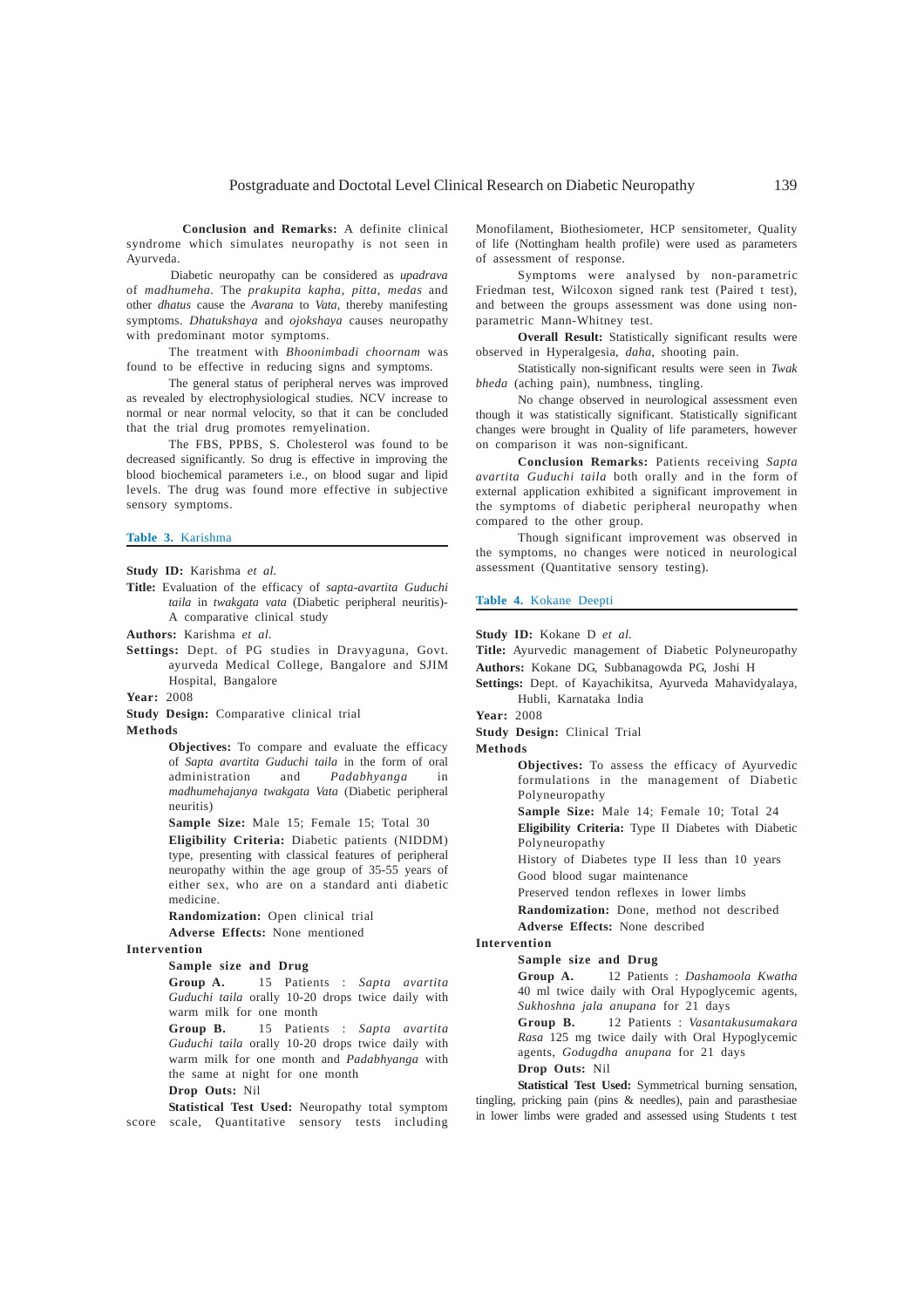**Conclusion and Remarks:** A definite clinical syndrome which simulates neuropathy is not seen in Ayurveda.

Diabetic neuropathy can be considered as *upadrava* of *madhumeha*. The *prakupita kapha*, *pitta*, *medas* and other *dhatus* cause the *Avarana* to *Vata*, thereby manifesting symptoms. *Dhatukshaya* and *ojokshaya* causes neuropathy with predominant motor symptoms.

The treatment with *Bhoonimbadi choornam* was found to be effective in reducing signs and symptoms.

The general status of peripheral nerves was improved as revealed by electrophysiological studies. NCV increase to normal or near normal velocity, so that it can be concluded that the trial drug promotes remyelination.

The FBS, PPBS, S. Cholesterol was found to be decreased significantly. So drug is effective in improving the blood biochemical parameters i.e., on blood sugar and lipid levels. The drug was found more effective in subjective sensory symptoms.

**Table 3.** Karishma

**Study ID:** Karishma *et al.*

**Title:** Evaluation of the efficacy of *sapta-avartita Guduchi taila* in *twakgata vata* (Diabetic peripheral neuritis)- A comparative clinical study

**Authors:** Karishma *et al.*

**Settings:** Dept. of PG studies in Dravyaguna, Govt. ayurveda Medical College, Bangalore and SJIM Hospital, Bangalore

**Year:** 2008

**Study Design:** Comparative clinical trial

**Methods**

**Objectives:** To compare and evaluate the efficacy of *Sapta avartita Guduchi taila* in the form of oral administration and *Padabhyanga* in *madhumehajanya twakgata Vata* (Diabetic peripheral neuritis)

**Sample Size:** Male 15; Female 15; Total 30

**Eligibility Criteria:** Diabetic patients (NIDDM) type, presenting with classical features of peripheral neuropathy within the age group of 35-55 years of either sex, who are on a standard anti diabetic medicine.

**Randomization:** Open clinical trial

**Adverse Effects:** None mentioned

**Intervention**

**Sample size and Drug**

**Group A.** 15 Patients : *Sapta avartita Guduchi taila* orally 10-20 drops twice daily with warm milk for one month

**Group B.** 15 Patients : *Sapta avartita Guduchi taila* orally 10-20 drops twice daily with warm milk for one month and *Padabhyanga* with the same at night for one month

**Drop Outs:** Nil

**Statistical Test Used:** Neuropathy total symptom score scale, Quantitative sensory tests including Monofilament, Biothesiometer, HCP sensitometer, Quality of life (Nottingham health profile) were used as parameters of assessment of response.

Symptoms were analysed by non-parametric Friedman test, Wilcoxon signed rank test (Paired t test), and between the groups assessment was done using non-parametric Mann-Whitney test.

**Overall Result:** Statistically significant results were observed in Hyperalgesia, *daha*, shooting pain.

Statistically non-significant results were seen in *Twak bheda* (aching pain), numbness, tingling.

No change observed in neurological assessment even though it was statistically significant. Statistically significant changes were brought in Quality of life parameters, however on comparison it was non-significant.

**Conclusion Remarks:** Patients receiving *Sapta avartita Guduchi taila* both orally and in the form of external application exhibited a significant improvement in the symptoms of diabetic peripheral neuropathy when compared to the other group.

Though significant improvement was observed in the symptoms, no changes were noticed in neurological assessment (Quantitative sensory testing).

**Table 4.** Kokane Deepti

**Study ID:** Kokane D *et al.*

**Title:** Ayurvedic management of Diabetic Polyneuropathy

**Authors:** Kokane DG, Subbanagowda PG, Joshi H

**Settings:** Dept. of Kayachikitsa, Ayurveda Mahavidyalaya, Hubli, Karnataka India

**Year:** 2008

**Study Design:** Clinical Trial

**Methods**

**Objectives:** To assess the efficacy of Ayurvedic formulations in the management of Diabetic Polyneuropathy

**Sample Size:** Male 14; Female 10; Total 24

**Eligibility Criteria:** Type II Diabetes with Diabetic Polyneuropathy

History of Diabetes type II less than 10 years

Good blood sugar maintenance

Preserved tendon reflexes in lower limbs

**Randomization:** Done, method not described

**Adverse Effects:** None described

**Intervention**

**Sample size and Drug**

**Group A.** 12 Patients : *Dashamoola Kwatha* 40 ml twice daily with Oral Hypoglycemic agents, *Sukhoshna jala anupana* for 21 days

**Group B.** 12 Patients : *Vasantakusumakara Rasa* 125 mg twice daily with Oral Hypoglycemic agents, *Godugdha anupana* for 21 days

**Drop Outs:** Nil

**Statistical Test Used:** Symmetrical burning sensation, tingling, pricking pain (pins & needles), pain and parasthesiae in lower limbs were graded and assessed using Students t test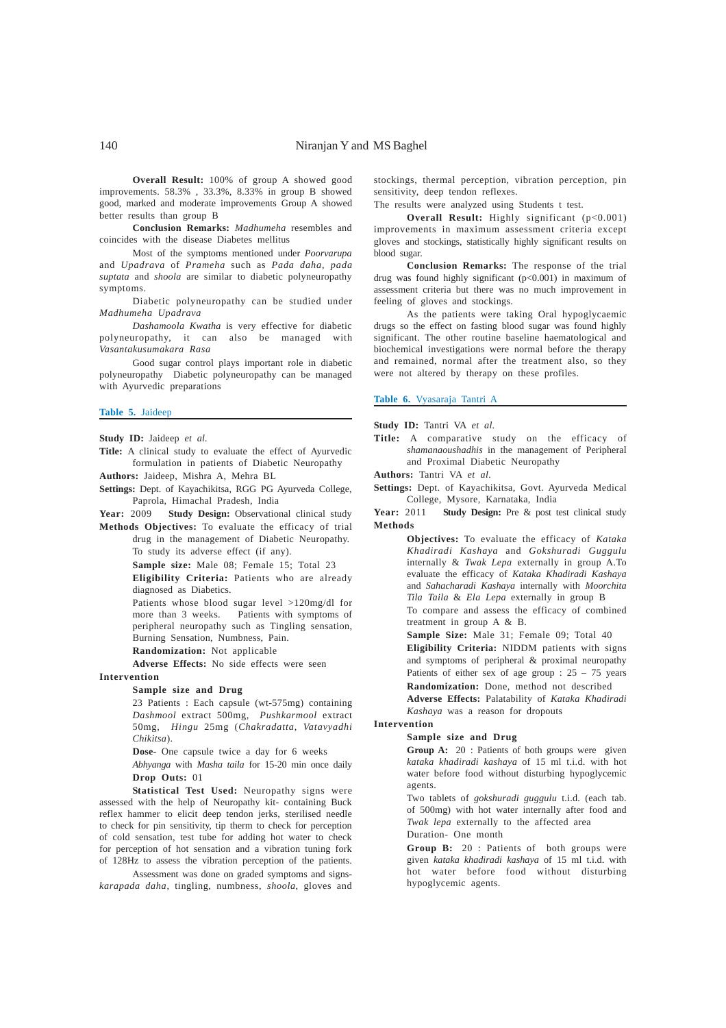**Overall Result:** 100% of group A showed good improvements. 58.3% , 33.3%, 8.33% in group B showed good, marked and moderate improvements Group A showed better results than group B

**Conclusion Remarks:** *Madhumeha* resembles and coincides with the disease Diabetes mellitus

Most of the symptoms mentioned under *Poorvarupa* and *Upadrava* of *Prameha* such as *Pada daha*, *pada suptata* and *shoola* are similar to diabetic polyneuropathy symptoms.

Diabetic polyneuropathy can be studied under *Madhumeha Upadrava*

*Dashamoola Kwatha* is very effective for diabetic polyneuropathy, it can also be managed with *Vasantakusumakara Rasa*

Good sugar control plays important role in diabetic polyneuropathy Diabetic polyneuropathy can be managed with Ayurvedic preparations

**Table 5.** Jaideep

**Study ID:** Jaideep *et al.*

**Title:** A clinical study to evaluate the effect of Ayurvedic formulation in patients of Diabetic Neuropathy

**Authors:** Jaideep, Mishra A, Mehra BL

**Settings:** Dept. of Kayachikitsa, RGG PG Ayurveda College, Paprola, Himachal Pradesh, India

**Year:** 2009 **Study Design:** Observational clinical study

**Methods Objectives:** To evaluate the efficacy of trial drug in the management of Diabetic Neuropathy. To study its adverse effect (if any).

**Sample size:** Male 08; Female 15; Total 23

**Eligibility Criteria:** Patients who are already diagnosed as Diabetics.

Patients whose blood sugar level >120mg/dl for more than 3 weeks. Patients with symptoms of peripheral neuropathy such as Tingling sensation, Burning Sensation, Numbness, Pain.

**Randomization:** Not applicable

**Adverse Effects:** No side effects were seen

**Intervention**

**Sample size and Drug**

23 Patients : Each capsule (wt-575mg) containing *Dashmool* extract 500mg, *Pushkarmool* extract 50mg, *Hingu* 25mg (*Chakradatta, Vatavyadhi Chikitsa*).

**Dose-** One capsule twice a day for 6 weeks

*Abhyanga* with *Masha taila* for 15-20 min once daily

**Drop Outs:** 01

**Statistical Test Used:** Neuropathy signs were assessed with the help of Neuropathy kit- containing Buck reflex hammer to elicit deep tendon jerks, sterilised needle to check for pin sensitivity, tip therm to check for perception of cold sensation, test tube for adding hot water to check for perception of hot sensation and a vibration tuning fork of 128Hz to assess the vibration perception of the patients.

Assessment was done on graded symptoms and signs- *karapada daha*, tingling, numbness, *shoola*, gloves and stockings, thermal perception, vibration perception, pin sensitivity, deep tendon reflexes.

The results were analyzed using Students t test.

**Overall Result:** Highly significant ($p<0.001$) improvements in maximum assessment criteria except gloves and stockings, statistically highly significant results on blood sugar.

**Conclusion Remarks:** The response of the trial drug was found highly significant ($p<0.001$) in maximum of assessment criteria but there was no much improvement in feeling of gloves and stockings.

As the patients were taking Oral hypoglycaemic drugs so the effect on fasting blood sugar was found highly significant. The other routine baseline haematological and biochemical investigations were normal before the therapy and remained, normal after the treatment also, so they were not altered by therapy on these profiles.

**Table 6.** Vyasaraja Tantri A

**Study ID:** Tantri VA *et al.*

**Title:** A comparative study on the efficacy of *shamanaoushadhis* in the management of Peripheral and Proximal Diabetic Neuropathy

**Authors:** Tantri VA *et al.*

**Settings:** Dept. of Kayachikitsa, Govt. Ayurveda Medical College, Mysore, Karnataka, India

**Year:** 2011 **Study Design:** Pre & post test clinical study

**Methods**

**Objectives:** To evaluate the efficacy of *Kataka Khadiradi Kashaya* and *Gokshuradi Guggulu* internally & *Twak Lepa* externally in group A.To evaluate the efficacy of *Kataka Khadiradi Kashaya* and *Sahacharadi Kashaya* internally with *Moorchita Tila Taila* & *Ela Lepa* externally in group B

To compare and assess the efficacy of combined treatment in group A & B.

**Sample Size:** Male 31; Female 09; Total 40

**Eligibility Criteria:** NIDDM patients with signs and symptoms of peripheral & proximal neuropathy Patients of either sex of age group : 25 – 75 years

**Randomization:** Done, method not described

**Adverse Effects:** Palatability of *Kataka Khadiradi Kashaya* was a reason for dropouts

**Intervention**

**Sample size and Drug**

**Group A:** 20 : Patients of both groups were given *kataka khadiradi kashaya* of 15 ml t.i.d. with hot water before food without disturbing hypoglycemic agents.

Two tablets of *gokshuradi guggulu* t.i.d. (each tab. of 500mg) with hot water internally after food and *Twak lepa* externally to the affected area

Duration- One month

**Group B:** 20 : Patients of both groups were given *kataka khadiradi kashaya* of 15 ml t.i.d. with hot water before food without disturbing hypoglycemic agents.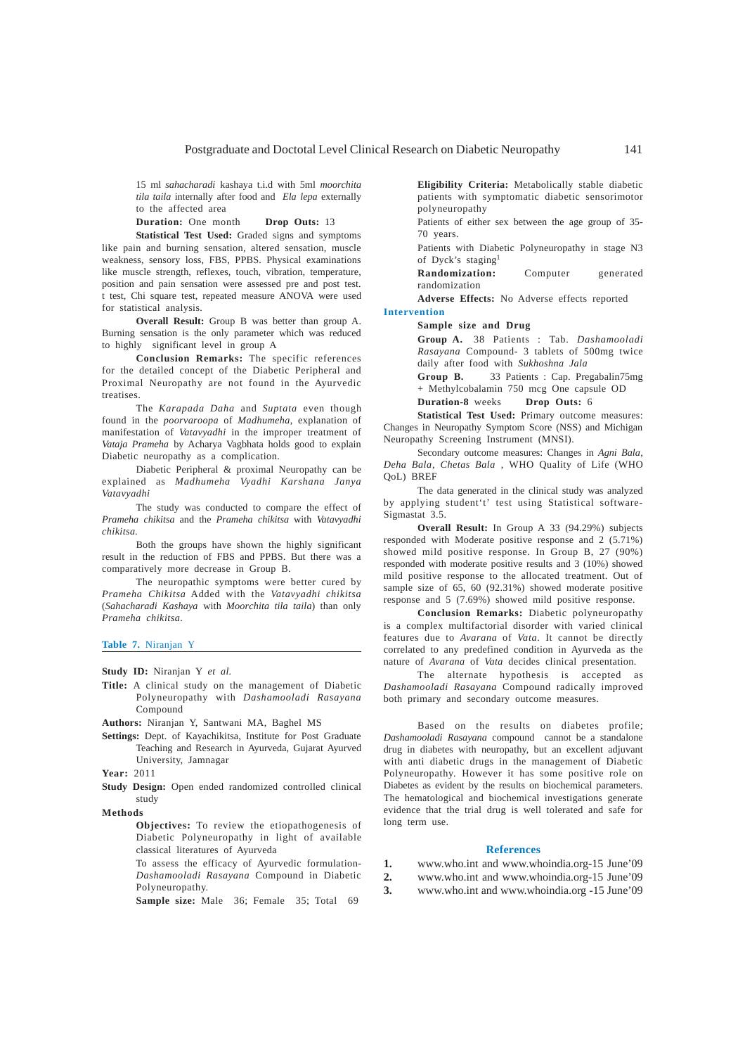15 ml *sahacharadi* kashaya t.i.d with 5ml *moorchita tila taila* internally after food and *Ela lepa* externally to the affected area

**Duration:** One month **Drop Outs:** 13

**Statistical Test Used:** Graded signs and symptoms like pain and burning sensation, altered sensation, muscle weakness, sensory loss, FBS, PPBS. Physical examinations like muscle strength, reflexes, touch, vibration, temperature, position and pain sensation were assessed pre and post test. t test, Chi square test, repeated measure ANOVA were used for statistical analysis.

**Overall Result:** Group B was better than group A. Burning sensation is the only parameter which was reduced to highly significant level in group A

**Conclusion Remarks:** The specific references for the detailed concept of the Diabetic Peripheral and Proximal Neuropathy are not found in the Ayurvedic treatises.

The *Karapada Daha* and *Suptata* even though found in the *poorvaroopa* of *Madhumeha*, explanation of manifestation of *Vatavyadhi* in the improper treatment of *Vataja Prameha* by Acharya Vagbhata holds good to explain Diabetic neuropathy as a complication.

Diabetic Peripheral & proximal Neuropathy can be explained as *Madhumeha Vyadhi Karshana Janya Vatavyadhi*

The study was conducted to compare the effect of *Prameha chikitsa* and the *Prameha chikitsa* with *Vatavyadhi chikitsa.*

Both the groups have shown the highly significant result in the reduction of FBS and PPBS. But there was a comparatively more decrease in Group B.

The neuropathic symptoms were better cured by *Prameha Chikitsa* Added with the *Vatavyadhi chikitsa* (*Sahacharadi Kashaya* with *Moorchita tila taila*) than only *Prameha chikitsa*.

**Table 7.** Niranjan Y

**Study ID:** Niranjan Y *et al.*

**Title:** A clinical study on the management of Diabetic Polyneuropathy with *Dashamooladi Rasayana* Compound

**Authors:** Niranjan Y, Santwani MA, Baghel MS

**Settings:** Dept. of Kayachikitsa, Institute for Post Graduate Teaching and Research in Ayurveda, Gujarat Ayurved University, Jamnagar

**Year:** 2011

**Study Design:** Open ended randomized controlled clinical study

**Methods**

**Objectives:** To review the etiopathogenesis of Diabetic Polyneuropathy in light of available classical literatures of Ayurveda

To assess the efficacy of Ayurvedic formulation- *Dashamooladi Rasayana* Compound in Diabetic Polyneuropathy.

**Sample size:** Male 36; Female 35; Total 69

**Eligibility Criteria:** Metabolically stable diabetic patients with symptomatic diabetic sensorimotor polyneuropathy

Patients of either sex between the age group of 35-70 years.

Patients with Diabetic Polyneuropathy in stage N3 of Dyck's staging[1]

**Randomization:** Computer generated randomization

**Adverse Effects:** No Adverse effects reported

**Intervention**

**Sample size and Drug**

**Group A.** 38 Patients : Tab. *Dashamooladi Rasayana* Compound- 3 tablets of 500mg twice daily after food with *Sukhoshna Jala*

**Group B.** 33 Patients : Cap. Pregabalin75mg + Methylcobalamin 750 mcg One capsule OD

**Duration-8** weeks **Drop Outs:** 6

**Statistical Test Used:** Primary outcome measures: Changes in Neuropathy Symptom Score (NSS) and Michigan Neuropathy Screening Instrument (MNSI).

Secondary outcome measures: Changes in *Agni Bala*, *Deha Bala*, *Chetas Bala* , WHO Quality of Life (WHO QoL) BREF

The data generated in the clinical study was analyzed by applying student't' test using Statistical software-Sigmastat 3.5.

**Overall Result:** In Group A 33 (94.29%) subjects responded with Moderate positive response and 2 (5.71%) showed mild positive response. In Group B, 27 (90%) responded with moderate positive results and 3 (10%) showed mild positive response to the allocated treatment. Out of sample size of 65, 60 (92.31%) showed moderate positive response and 5 (7.69%) showed mild positive response.

**Conclusion Remarks:** Diabetic polyneuropathy is a complex multifactorial disorder with varied clinical features due to *Avarana* of *Vata*. It cannot be directly correlated to any predefined condition in Ayurveda as the nature of *Avarana* of *Vata* decides clinical presentation.

The alternate hypothesis is accepted as *Dashamooladi Rasayana* Compound radically improved both primary and secondary outcome measures.

Based on the results on diabetes profile; *Dashamooladi Rasayana* compound cannot be a standalone drug in diabetes with neuropathy, but an excellent adjuvant with anti diabetic drugs in the management of Diabetic Polyneuropathy. However it has some positive role on Diabetes as evident by the results on biochemical parameters. The hematological and biochemical investigations generate evidence that the trial drug is well tolerated and safe for long term use.

## References

1. www.who.int and www.whoindia.org-15 June'09
2. www.who.int and www.whoindia.org-15 June'09
3. www.who.int and www.whoindia.org -15 June'09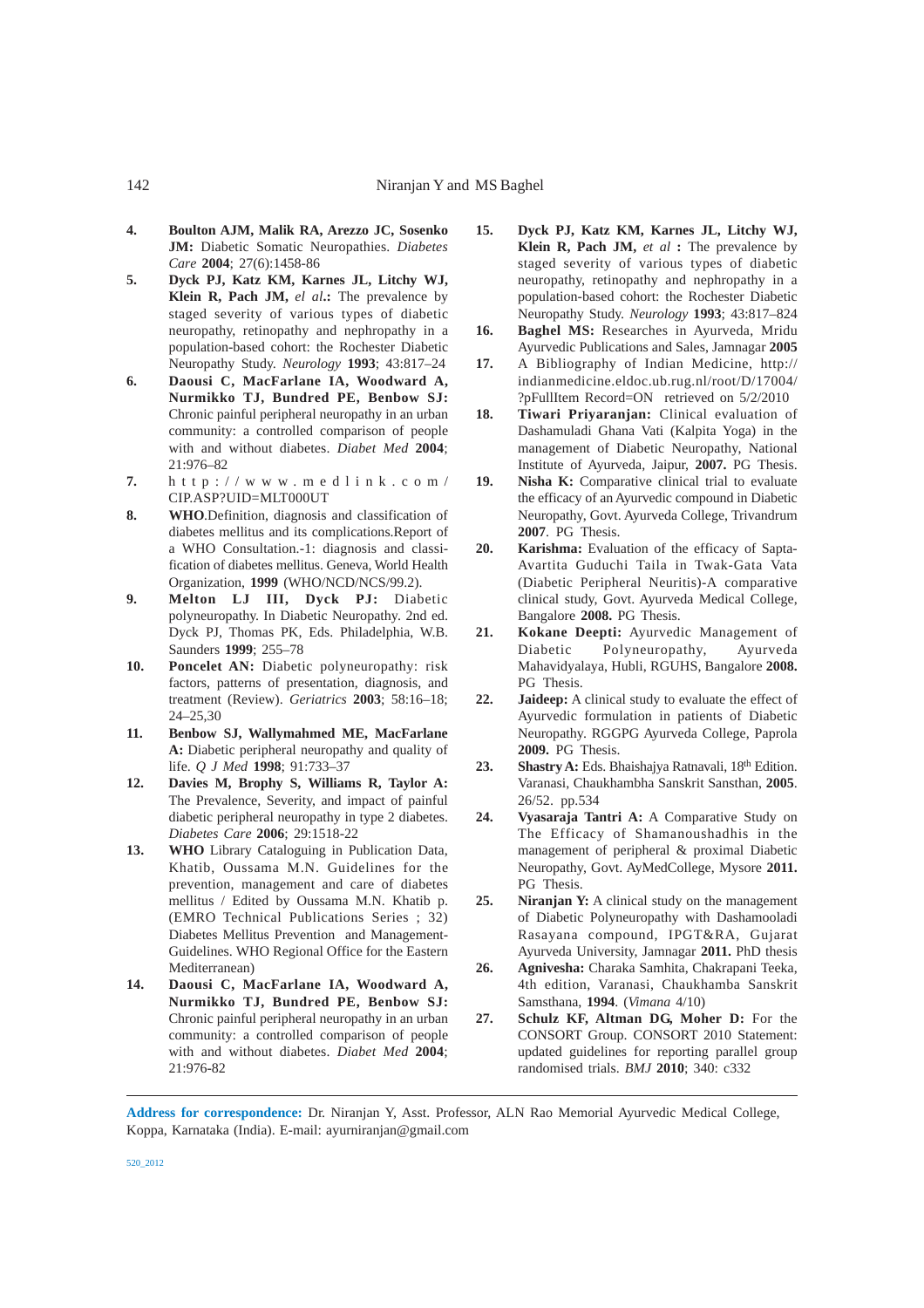4. **Boulton AJM, Malik RA, Arezzo JC, Sosenko JM:** Diabetic Somatic Neuropathies. *Diabetes Care* **2004**; 27(6):1458-86
5. **Dyck PJ, Katz KM, Karnes JL, Litchy WJ, Klein R, Pach JM,** *el al***.:** The prevalence by staged severity of various types of diabetic neuropathy, retinopathy and nephropathy in a population-based cohort: the Rochester Diabetic Neuropathy Study. *Neurology* **1993**; 43:817–24
6. **Daousi C, MacFarlane IA, Woodward A, Nurmikko TJ, Bundred PE, Benbow SJ:** Chronic painful peripheral neuropathy in an urban community: a controlled comparison of people with and without diabetes. *Diabet Med* **2004**; 21:976–82
7. http://www.medlink.com/CIP.ASP?UID=MLT000UT
8. **WHO**.Definition, diagnosis and classification of diabetes mellitus and its complications.Report of a WHO Consultation.-1: diagnosis and classification of diabetes mellitus. Geneva, World Health Organization, **1999** (WHO/NCD/NCS/99.2).
9. **Melton LJ III, Dyck PJ:** Diabetic polyneuropathy. In Diabetic Neuropathy. 2nd ed. Dyck PJ, Thomas PK, Eds. Philadelphia, W.B. Saunders **1999**; 255–78
10. **Poncelet AN:** Diabetic polyneuropathy: risk factors, patterns of presentation, diagnosis, and treatment (Review). *Geriatrics* **2003**; 58:16–18; 24–25,30
11. **Benbow SJ, Wallymahmed ME, MacFarlane A:** Diabetic peripheral neuropathy and quality of life. *Q J Med* **1998**; 91:733–37
12. **Davies M, Brophy S, Williams R, Taylor A:** The Prevalence, Severity, and impact of painful diabetic peripheral neuropathy in type 2 diabetes. *Diabetes Care* **2006**; 29:1518-22
13. **WHO** Library Cataloguing in Publication Data, Khatib, Oussama M.N. Guidelines for the prevention, management and care of diabetes mellitus / Edited by Oussama M.N. Khatib p. (EMRO Technical Publications Series ; 32) Diabetes Mellitus Prevention and Management-Guidelines. WHO Regional Office for the Eastern Mediterranean)
14. **Daousi C, MacFarlane IA, Woodward A, Nurmikko TJ, Bundred PE, Benbow SJ:** Chronic painful peripheral neuropathy in an urban community: a controlled comparison of people with and without diabetes. *Diabet Med* **2004**; 21:976-82
15. **Dyck PJ, Katz KM, Karnes JL, Litchy WJ, Klein R, Pach JM,** *et al* **:** The prevalence by staged severity of various types of diabetic neuropathy, retinopathy and nephropathy in a population-based cohort: the Rochester Diabetic Neuropathy Study. *Neurology* **1993**; 43:817–824
16. **Baghel MS:** Researches in Ayurveda, Mridu Ayurvedic Publications and Sales, Jamnagar **2005**
17. A Bibliography of Indian Medicine, http://indianmedicine.eldoc.ub.rug.nl/root/D/17004/?pFullItem Record=ON retrieved on 5/2/2010
18. **Tiwari Priyaranjan:** Clinical evaluation of Dashamuladi Ghana Vati (Kalpita Yoga) in the management of Diabetic Neuropathy, National Institute of Ayurveda, Jaipur, **2007.** PG Thesis.
19. **Nisha K:** Comparative clinical trial to evaluate the efficacy of an Ayurvedic compound in Diabetic Neuropathy, Govt. Ayurveda College, Trivandrum **2007**. PG Thesis.
20. **Karishma:** Evaluation of the efficacy of Sapta-Avartita Guduchi Taila in Twak-Gata Vata (Diabetic Peripheral Neuritis)-A comparative clinical study, Govt. Ayurveda Medical College, Bangalore **2008.** PG Thesis.
21. **Kokane Deepti:** Ayurvedic Management of Diabetic Polyneuropathy, Ayurveda Mahavidyalaya, Hubli, RGUHS, Bangalore **2008.** PG Thesis.
22. **Jaideep:** A clinical study to evaluate the effect of Ayurvedic formulation in patients of Diabetic Neuropathy. RGGPG Ayurveda College, Paprola **2009.** PG Thesis.
23. **Shastry A:** Eds. Bhaishajya Ratnavali, 18th Edition. Varanasi, Chaukhambha Sanskrit Sansthan, **2005**. 26/52. pp.534
24. **Vyasaraja Tantri A:** A Comparative Study on The Efficacy of Shamanoushadhis in the management of peripheral & proximal Diabetic Neuropathy, Govt. AyMedCollege, Mysore **2011.** PG Thesis.
25. **Niranjan Y:** A clinical study on the management of Diabetic Polyneuropathy with Dashamooladi Rasayana compound, IPGT&RA, Gujarat Ayurveda University, Jamnagar **2011.** PhD thesis
26. **Agnivesha:** Charaka Samhita, Chakrapani Teeka, 4th edition, Varanasi, Chaukhamba Sanskrit Samsthana, **1994**. (*Vimana* 4/10)
27. **Schulz KF, Altman DG, Moher D:** For the CONSORT Group. CONSORT 2010 Statement: updated guidelines for reporting parallel group randomised trials. *BMJ* **2010**; 340: c332

---

**Address for correspondence:** Dr. Niranjan Y, Asst. Professor, ALN Rao Memorial Ayurvedic Medical College, Koppa, Karnataka (India). E-mail: ayurniranjan@gmail.com